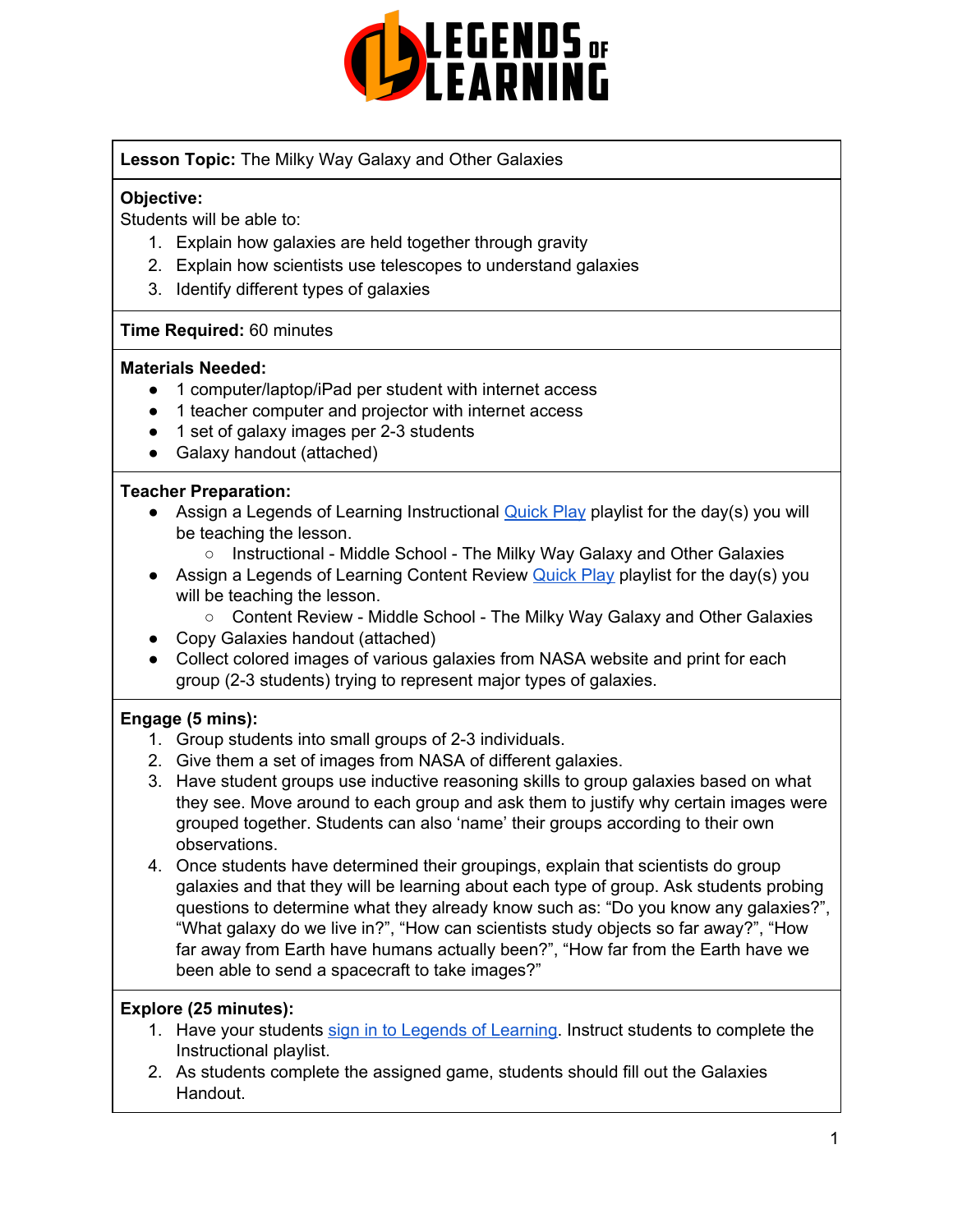**Lesson Topic:** The Milky Way Galaxy and Other Galaxies

**Objective:**
Students will be able to:

1. Explain how galaxies are held together through gravity
2. Explain how scientists use telescopes to understand galaxies
3. Identify different types of galaxies

**Time Required:** 60 minutes

**Materials Needed:**

- 1 computer/laptop/iPad per student with internet access
- 1 teacher computer and projector with internet access
- 1 set of galaxy images per 2-3 students
- Galaxy handout (attached)

**Teacher Preparation:**

- Assign a Legends of Learning Instructional Quick Play playlist for the day(s) you will be teaching the lesson.
  - Instructional - Middle School - The Milky Way Galaxy and Other Galaxies
- Assign a Legends of Learning Content Review Quick Play playlist for the day(s) you will be teaching the lesson.
  - Content Review - Middle School - The Milky Way Galaxy and Other Galaxies
- Copy Galaxies handout (attached)
- Collect colored images of various galaxies from NASA website and print for each group (2-3 students) trying to represent major types of galaxies.

**Engage (5 mins):**

1. Group students into small groups of 2-3 individuals.
2. Give them a set of images from NASA of different galaxies.
3. Have student groups use inductive reasoning skills to group galaxies based on what they see. Move around to each group and ask them to justify why certain images were grouped together. Students can also 'name' their groups according to their own observations.
4. Once students have determined their groupings, explain that scientists do group galaxies and that they will be learning about each type of group. Ask students probing questions to determine what they already know such as: "Do you know any galaxies?", "What galaxy do we live in?", "How can scientists study objects so far away?", "How far away from Earth have humans actually been?", "How far from the Earth have we been able to send a spacecraft to take images?"

**Explore (25 minutes):**

1. Have your students sign in to Legends of Learning. Instruct students to complete the Instructional playlist.
2. As students complete the assigned game, students should fill out the Galaxies Handout.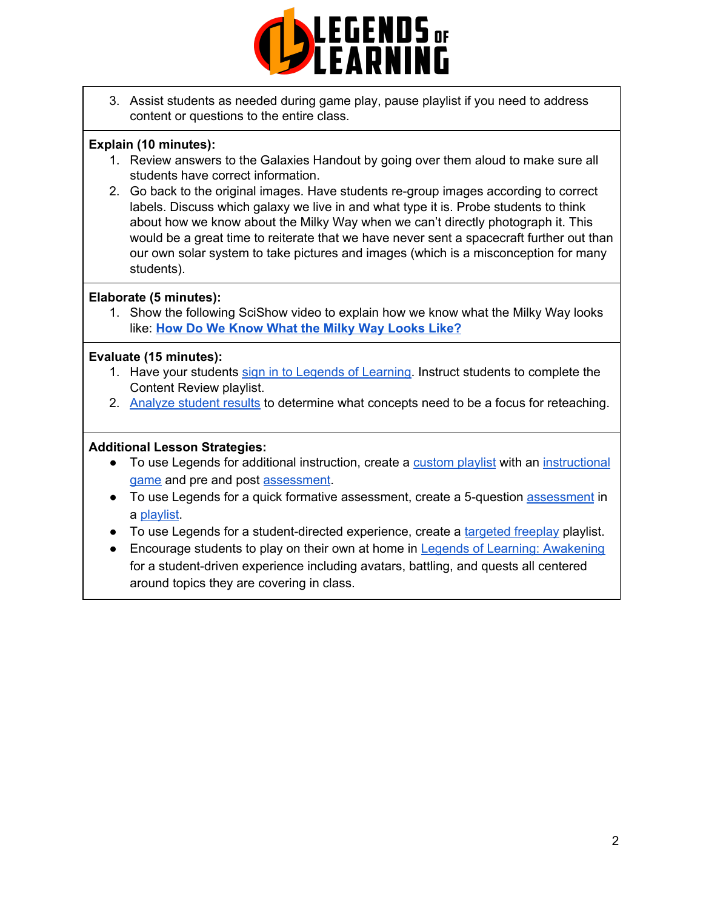3. Assist students as needed during game play, pause playlist if you need to address content or questions to the entire class.

**Explain (10 minutes):**

1. Review answers to the Galaxies Handout by going over them aloud to make sure all students have correct information.
2. Go back to the original images. Have students re-group images according to correct labels. Discuss which galaxy we live in and what type it is. Probe students to think about how we know about the Milky Way when we can't directly photograph it. This would be a great time to reiterate that we have never sent a spacecraft further out than our own solar system to take pictures and images (which is a misconception for many students).

**Elaborate (5 minutes):**

1. Show the following SciShow video to explain how we know what the Milky Way looks like: **How Do We Know What the Milky Way Looks Like?**

**Evaluate (15 minutes):**

1. Have your students sign in to Legends of Learning. Instruct students to complete the Content Review playlist.
2. Analyze student results to determine what concepts need to be a focus for reteaching.

**Additional Lesson Strategies:**

- To use Legends for additional instruction, create a custom playlist with an instructional game and pre and post assessment.
- To use Legends for a quick formative assessment, create a 5-question assessment in a playlist.
- To use Legends for a student-directed experience, create a targeted freeplay playlist.
- Encourage students to play on their own at home in Legends of Learning: Awakening for a student-driven experience including avatars, battling, and quests all centered around topics they are covering in class.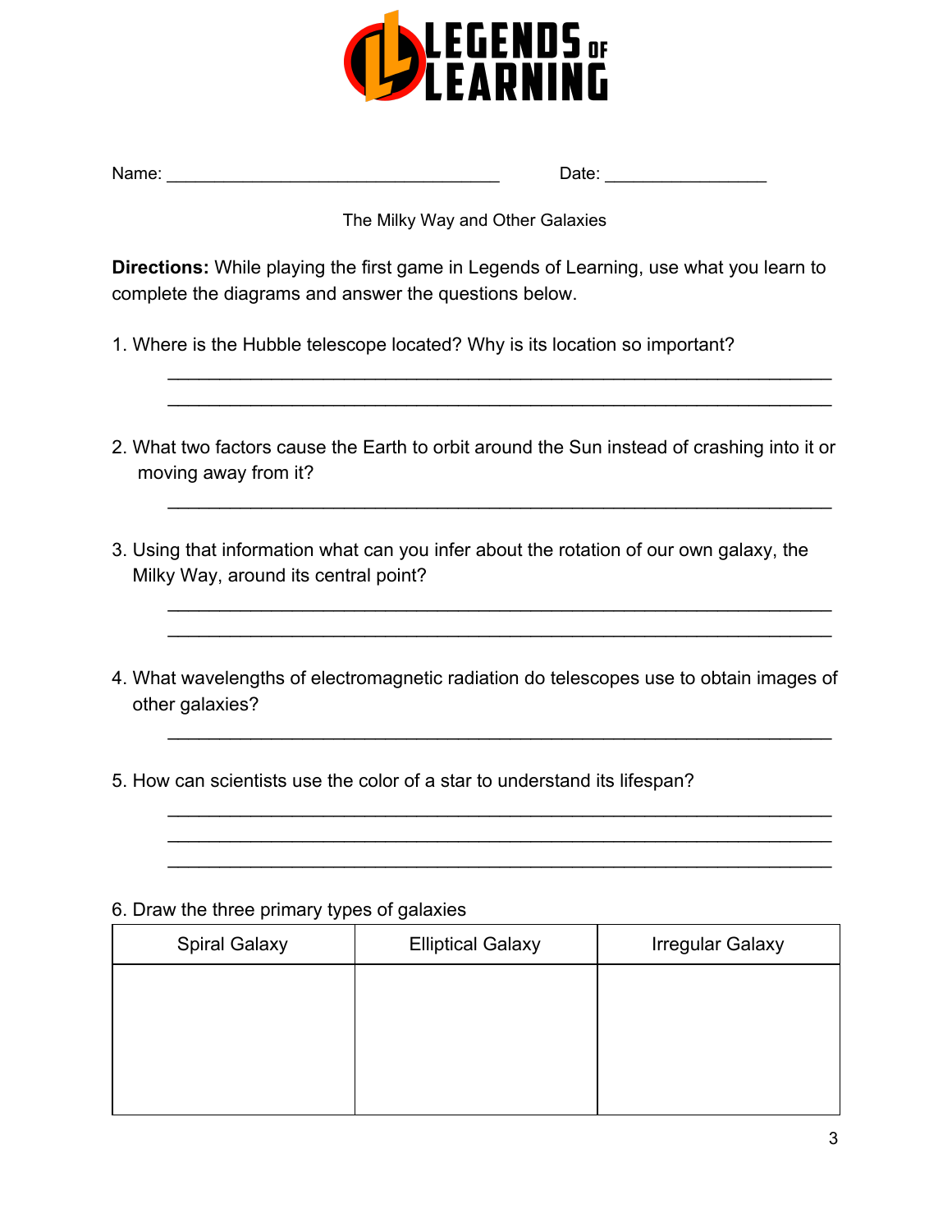# LEGENDS OF LEARNING

Name: ___________________________________ Date: _________________

The Milky Way and Other Galaxies

**Directions:** While playing the first game in Legends of Learning, use what you learn to complete the diagrams and answer the questions below.

1. Where is the Hubble telescope located? Why is its location so important?

   ________________________________________________________________

   ________________________________________________________________

2. What two factors cause the Earth to orbit around the Sun instead of crashing into it or moving away from it?

   ________________________________________________________________

3. Using that information what can you infer about the rotation of our own galaxy, the Milky Way, around its central point?

   ________________________________________________________________

   ________________________________________________________________

4. What wavelengths of electromagnetic radiation do telescopes use to obtain images of other galaxies?

   ________________________________________________________________

5. How can scientists use the color of a star to understand its lifespan?

   ________________________________________________________________

   ________________________________________________________________

   ________________________________________________________________

6. Draw the three primary types of galaxies

| Spiral Galaxy | Elliptical Galaxy | Irregular Galaxy |
| --- | --- | --- |
| | | |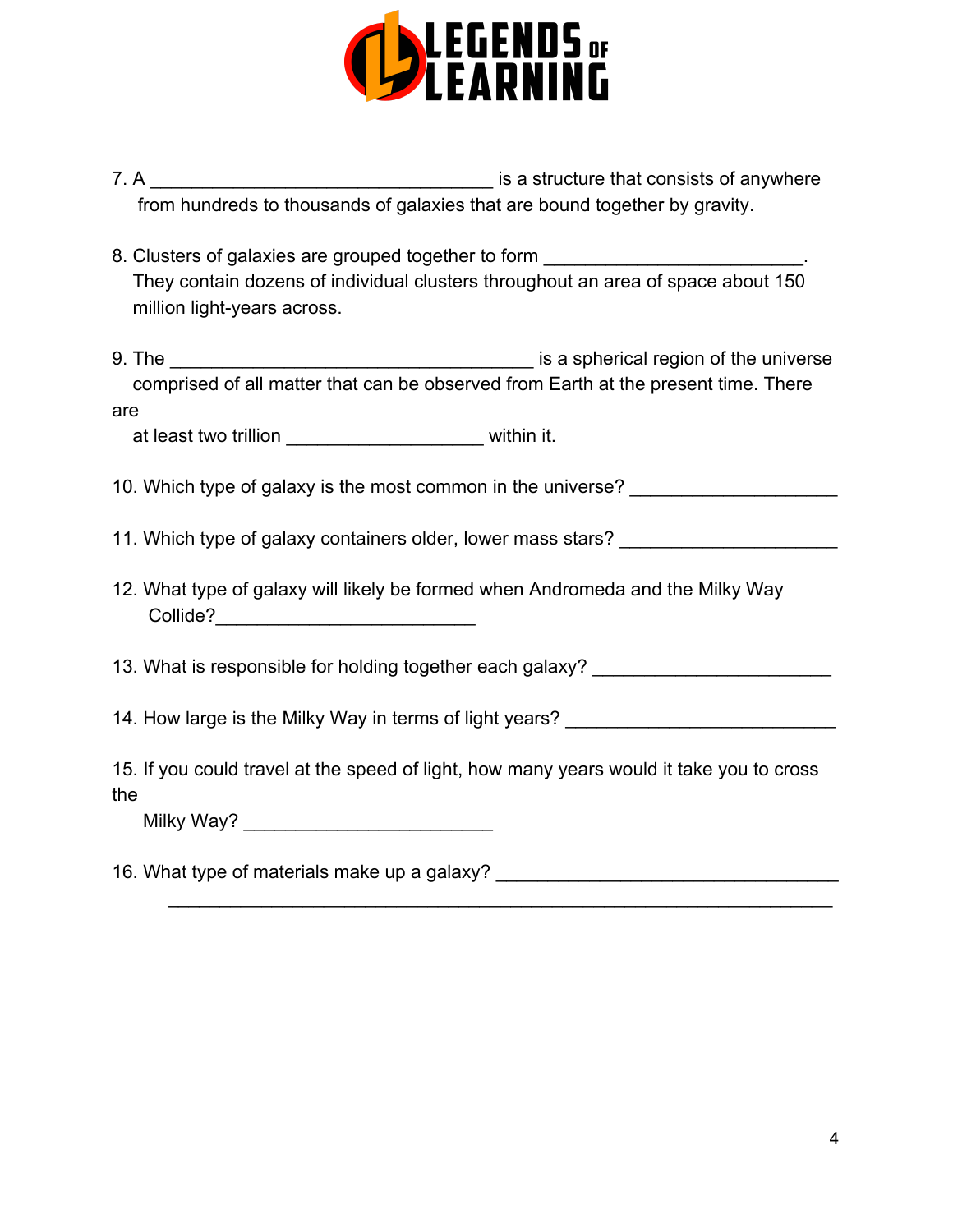7. A ___________________________________ is a structure that consists of anywhere from hundreds to thousands of galaxies that are bound together by gravity.

8. Clusters of galaxies are grouped together to form __________________________. They contain dozens of individual clusters throughout an area of space about 150 million light-years across.

9. The _____________________________________ is a spherical region of the universe comprised of all matter that can be observed from Earth at the present time. There are at least two trillion ____________________ within it.

10. Which type of galaxy is the most common in the universe? _____________________

11. Which type of galaxy containers older, lower mass stars? ______________________

12. What type of galaxy will likely be formed when Andromeda and the Milky Way Collide?__________________________

13. What is responsible for holding together each galaxy? ________________________

14. How large is the Milky Way in terms of light years? ___________________________

15. If you could travel at the speed of light, how many years would it take you to cross the Milky Way? _________________________

16. What type of materials make up a galaxy? __________________________________
_____________________________________________________________________